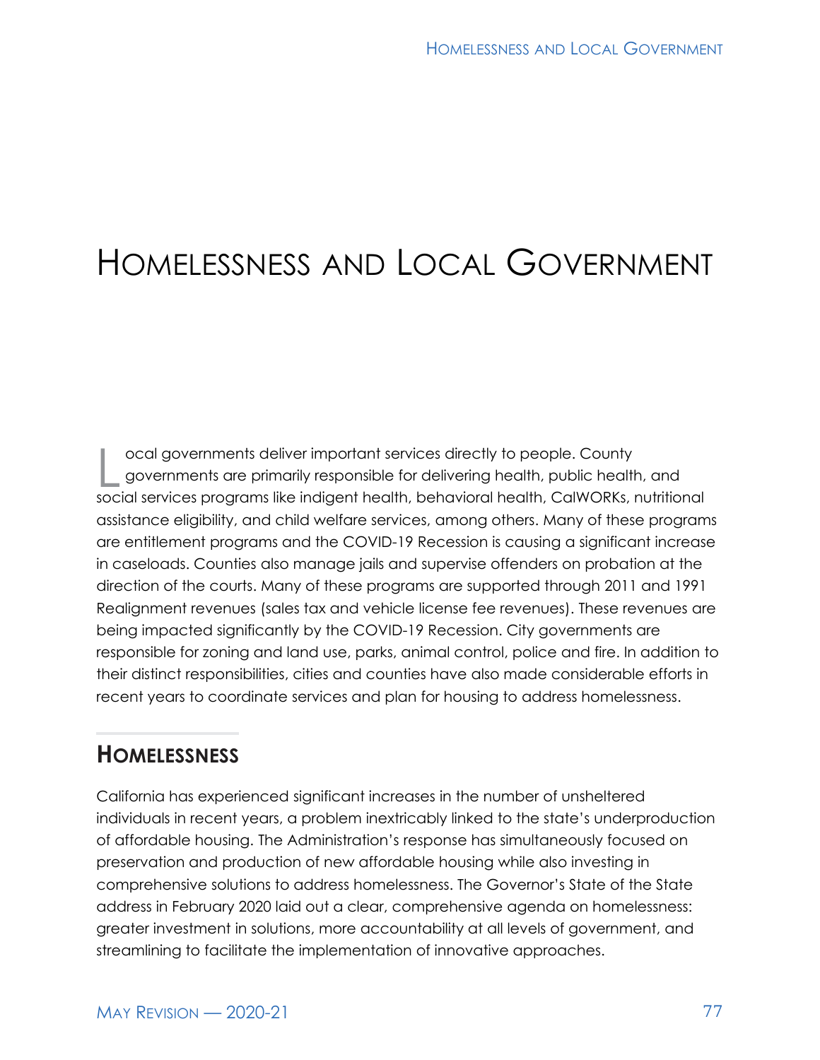# Homelessness and Local Government

Local governments deliver important services directly to people. County governments are primarily responsible for delivering health, public health, and social services programs like indigent health, behavioral health, CalWORKs, nutritional assistance eligibility, and child welfare services, among others. Many of these programs are entitlement programs and the COVID-19 Recession is causing a significant increase in caseloads. Counties also manage jails and supervise offenders on probation at the direction of the courts. Many of these programs are supported through 2011 and 1991 Realignment revenues (sales tax and vehicle license fee revenues). These revenues are being impacted significantly by the COVID-19 Recession. City governments are responsible for zoning and land use, parks, animal control, police and fire. In addition to their distinct responsibilities, cities and counties have also made considerable efforts in recent years to coordinate services and plan for housing to address homelessness.

## Homelessness

California has experienced significant increases in the number of unsheltered individuals in recent years, a problem inextricably linked to the state's underproduction of affordable housing. The Administration's response has simultaneously focused on preservation and production of new affordable housing while also investing in comprehensive solutions to address homelessness. The Governor's State of the State address in February 2020 laid out a clear, comprehensive agenda on homelessness: greater investment in solutions, more accountability at all levels of government, and streamlining to facilitate the implementation of innovative approaches.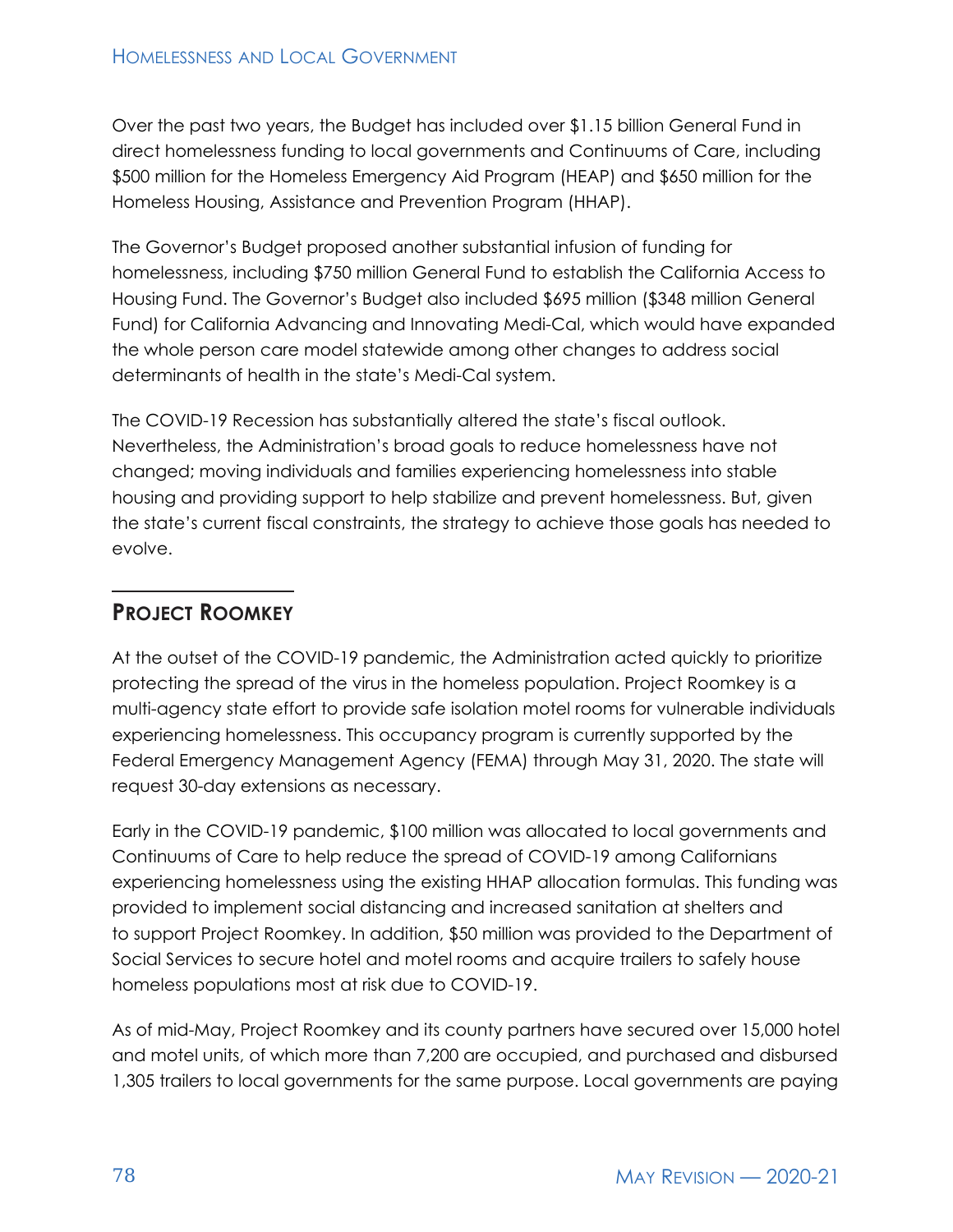Over the past two years, the Budget has included over $1.15 billion General Fund in direct homelessness funding to local governments and Continuums of Care, including $500 million for the Homeless Emergency Aid Program (HEAP) and $650 million for the Homeless Housing, Assistance and Prevention Program (HHAP).

The Governor's Budget proposed another substantial infusion of funding for homelessness, including $750 million General Fund to establish the California Access to Housing Fund. The Governor's Budget also included $695 million ($348 million General Fund) for California Advancing and Innovating Medi-Cal, which would have expanded the whole person care model statewide among other changes to address social determinants of health in the state's Medi-Cal system.

The COVID-19 Recession has substantially altered the state's fiscal outlook. Nevertheless, the Administration's broad goals to reduce homelessness have not changed; moving individuals and families experiencing homelessness into stable housing and providing support to help stabilize and prevent homelessness. But, given the state's current fiscal constraints, the strategy to achieve those goals has needed to evolve.

## Project Roomkey

At the outset of the COVID-19 pandemic, the Administration acted quickly to prioritize protecting the spread of the virus in the homeless population. Project Roomkey is a multi-agency state effort to provide safe isolation motel rooms for vulnerable individuals experiencing homelessness. This occupancy program is currently supported by the Federal Emergency Management Agency (FEMA) through May 31, 2020. The state will request 30-day extensions as necessary.

Early in the COVID-19 pandemic, $100 million was allocated to local governments and Continuums of Care to help reduce the spread of COVID-19 among Californians experiencing homelessness using the existing HHAP allocation formulas. This funding was provided to implement social distancing and increased sanitation at shelters and to support Project Roomkey. In addition, $50 million was provided to the Department of Social Services to secure hotel and motel rooms and acquire trailers to safely house homeless populations most at risk due to COVID-19.

As of mid-May, Project Roomkey and its county partners have secured over 15,000 hotel and motel units, of which more than 7,200 are occupied, and purchased and disbursed 1,305 trailers to local governments for the same purpose. Local governments are paying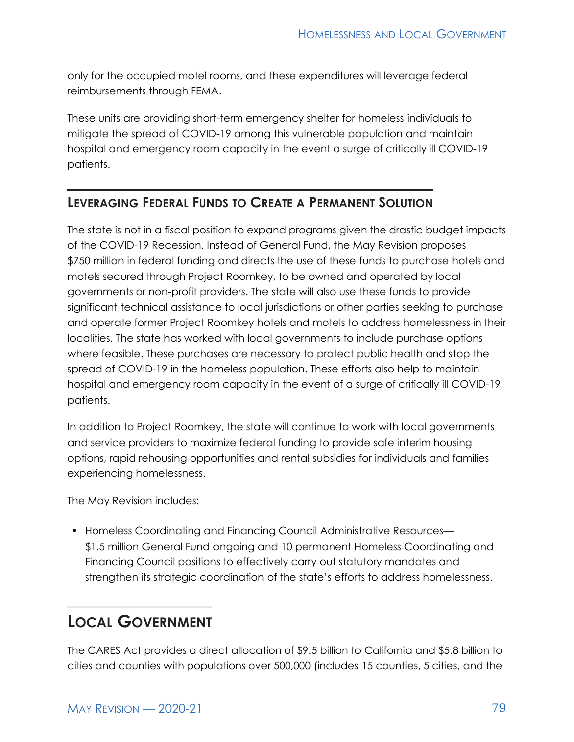only for the occupied motel rooms, and these expenditures will leverage federal reimbursements through FEMA.

These units are providing short-term emergency shelter for homeless individuals to mitigate the spread of COVID-19 among this vulnerable population and maintain hospital and emergency room capacity in the event a surge of critically ill COVID-19 patients.

### Leveraging Federal Funds to Create a Permanent Solution

The state is not in a fiscal position to expand programs given the drastic budget impacts of the COVID-19 Recession. Instead of General Fund, the May Revision proposes $750 million in federal funding and directs the use of these funds to purchase hotels and motels secured through Project Roomkey, to be owned and operated by local governments or non-profit providers. The state will also use these funds to provide significant technical assistance to local jurisdictions or other parties seeking to purchase and operate former Project Roomkey hotels and motels to address homelessness in their localities. The state has worked with local governments to include purchase options where feasible. These purchases are necessary to protect public health and stop the spread of COVID-19 in the homeless population. These efforts also help to maintain hospital and emergency room capacity in the event of a surge of critically ill COVID-19 patients.

In addition to Project Roomkey, the state will continue to work with local governments and service providers to maximize federal funding to provide safe interim housing options, rapid rehousing opportunities and rental subsidies for individuals and families experiencing homelessness.

The May Revision includes:

- Homeless Coordinating and Financing Council Administrative Resources—$1.5 million General Fund ongoing and 10 permanent Homeless Coordinating and Financing Council positions to effectively carry out statutory mandates and strengthen its strategic coordination of the state's efforts to address homelessness.

## Local Government

The CARES Act provides a direct allocation of $9.5 billion to California and $5.8 billion to cities and counties with populations over 500,000 (includes 15 counties, 5 cities, and the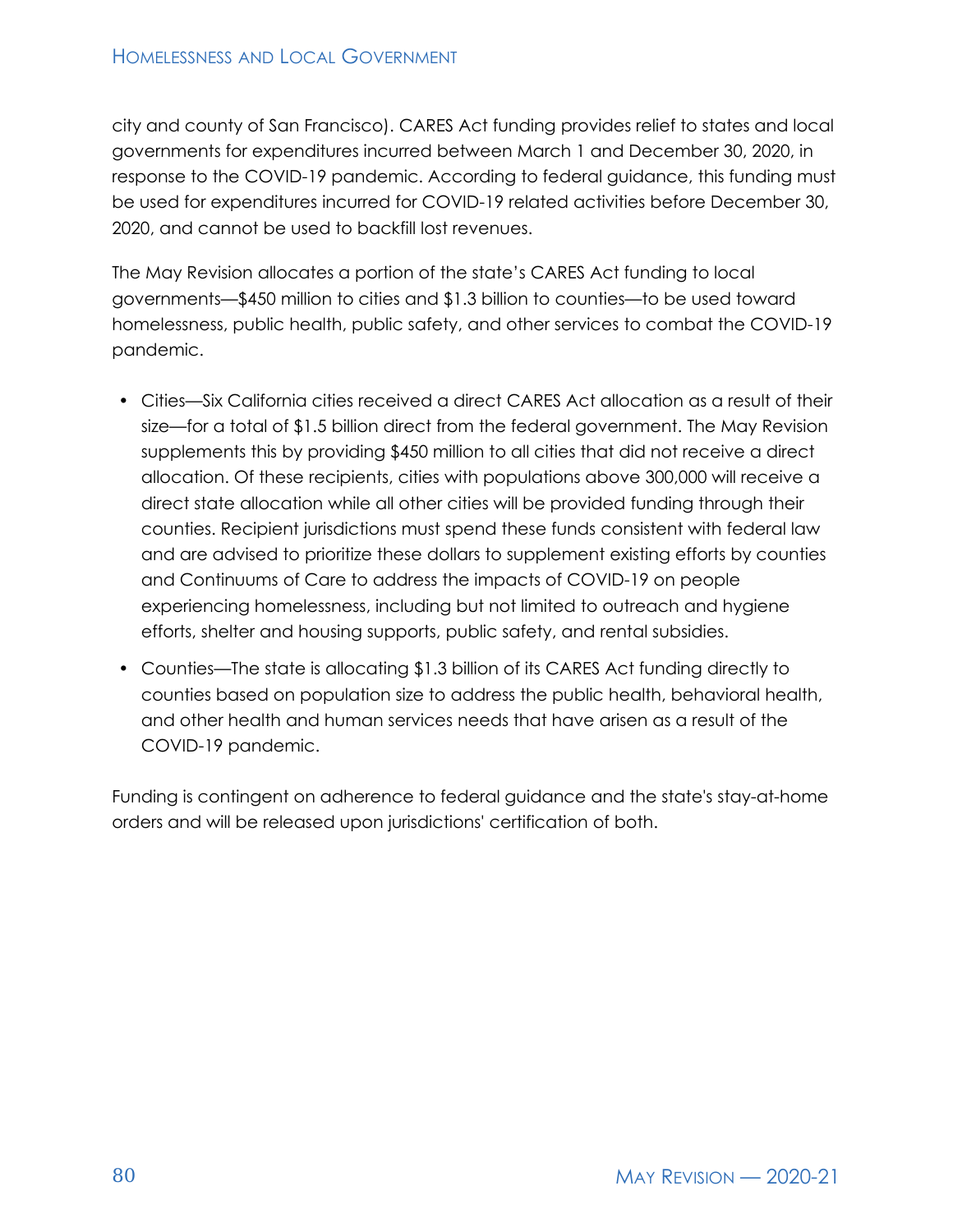city and county of San Francisco). CARES Act funding provides relief to states and local governments for expenditures incurred between March 1 and December 30, 2020, in response to the COVID-19 pandemic. According to federal guidance, this funding must be used for expenditures incurred for COVID-19 related activities before December 30, 2020, and cannot be used to backfill lost revenues.

The May Revision allocates a portion of the state's CARES Act funding to local governments—$450 million to cities and $1.3 billion to counties—to be used toward homelessness, public health, public safety, and other services to combat the COVID-19 pandemic.

- Cities—Six California cities received a direct CARES Act allocation as a result of their size—for a total of $1.5 billion direct from the federal government. The May Revision supplements this by providing $450 million to all cities that did not receive a direct allocation. Of these recipients, cities with populations above 300,000 will receive a direct state allocation while all other cities will be provided funding through their counties. Recipient jurisdictions must spend these funds consistent with federal law and are advised to prioritize these dollars to supplement existing efforts by counties and Continuums of Care to address the impacts of COVID-19 on people experiencing homelessness, including but not limited to outreach and hygiene efforts, shelter and housing supports, public safety, and rental subsidies.
- Counties—The state is allocating $1.3 billion of its CARES Act funding directly to counties based on population size to address the public health, behavioral health, and other health and human services needs that have arisen as a result of the COVID-19 pandemic.

Funding is contingent on adherence to federal guidance and the state's stay-at-home orders and will be released upon jurisdictions' certification of both.